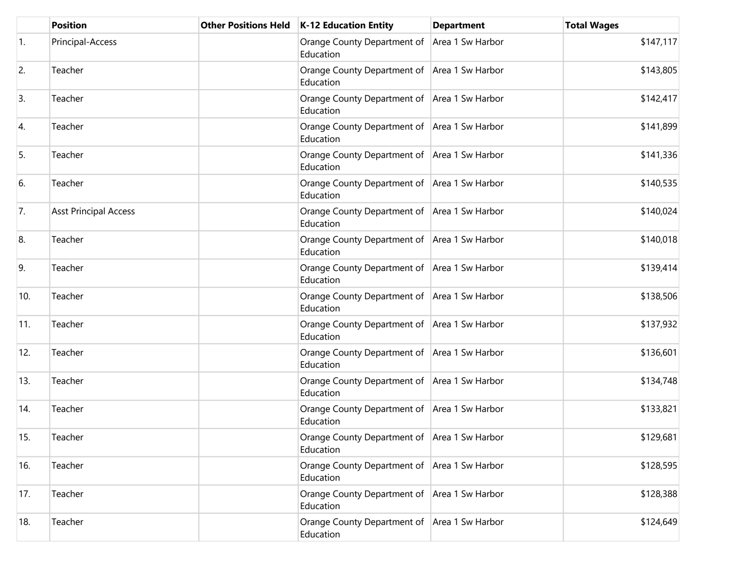| | Position | Other Positions Held | K-12 Education Entity | Department | Total Wages |
|---|---|---|---|---|---|
| 1. | Principal-Access | | Orange County Department of Education | Area 1 Sw Harbor | $147,117 |
| 2. | Teacher | | Orange County Department of Education | Area 1 Sw Harbor | $143,805 |
| 3. | Teacher | | Orange County Department of Education | Area 1 Sw Harbor | $142,417 |
| 4. | Teacher | | Orange County Department of Education | Area 1 Sw Harbor | $141,899 |
| 5. | Teacher | | Orange County Department of Education | Area 1 Sw Harbor | $141,336 |
| 6. | Teacher | | Orange County Department of Education | Area 1 Sw Harbor | $140,535 |
| 7. | Asst Principal Access | | Orange County Department of Education | Area 1 Sw Harbor | $140,024 |
| 8. | Teacher | | Orange County Department of Education | Area 1 Sw Harbor | $140,018 |
| 9. | Teacher | | Orange County Department of Education | Area 1 Sw Harbor | $139,414 |
| 10. | Teacher | | Orange County Department of Education | Area 1 Sw Harbor | $138,506 |
| 11. | Teacher | | Orange County Department of Education | Area 1 Sw Harbor | $137,932 |
| 12. | Teacher | | Orange County Department of Education | Area 1 Sw Harbor | $136,601 |
| 13. | Teacher | | Orange County Department of Education | Area 1 Sw Harbor | $134,748 |
| 14. | Teacher | | Orange County Department of Education | Area 1 Sw Harbor | $133,821 |
| 15. | Teacher | | Orange County Department of Education | Area 1 Sw Harbor | $129,681 |
| 16. | Teacher | | Orange County Department of Education | Area 1 Sw Harbor | $128,595 |
| 17. | Teacher | | Orange County Department of Education | Area 1 Sw Harbor | $128,388 |
| 18. | Teacher | | Orange County Department of Education | Area 1 Sw Harbor | $124,649 |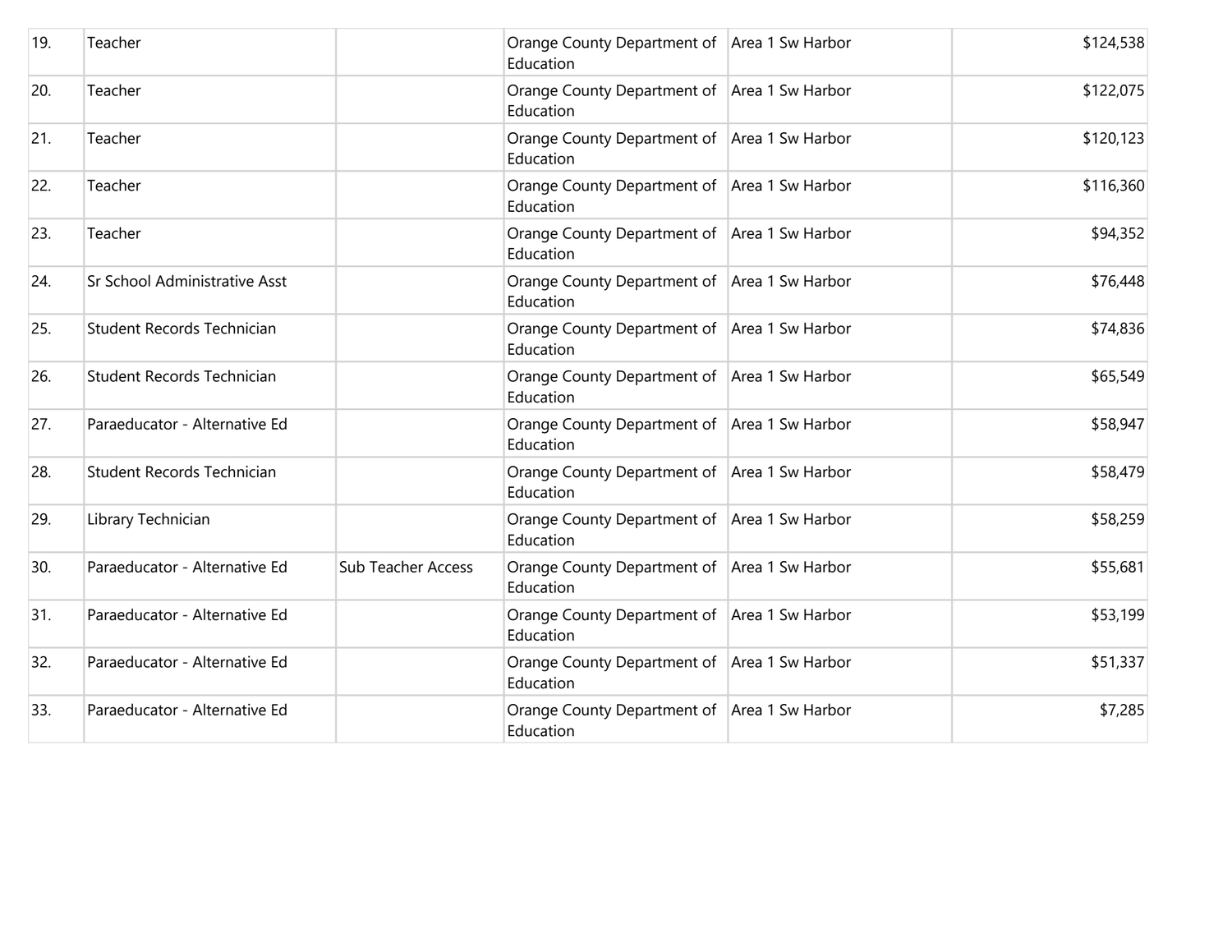| | | | | | |
|---|---|---|---|---|---|
| 19. | Teacher | | Orange County Department of Education | Area 1 Sw Harbor | $124,538 |
| 20. | Teacher | | Orange County Department of Education | Area 1 Sw Harbor | $122,075 |
| 21. | Teacher | | Orange County Department of Education | Area 1 Sw Harbor | $120,123 |
| 22. | Teacher | | Orange County Department of Education | Area 1 Sw Harbor | $116,360 |
| 23. | Teacher | | Orange County Department of Education | Area 1 Sw Harbor | $94,352 |
| 24. | Sr School Administrative Asst | | Orange County Department of Education | Area 1 Sw Harbor | $76,448 |
| 25. | Student Records Technician | | Orange County Department of Education | Area 1 Sw Harbor | $74,836 |
| 26. | Student Records Technician | | Orange County Department of Education | Area 1 Sw Harbor | $65,549 |
| 27. | Paraeducator - Alternative Ed | | Orange County Department of Education | Area 1 Sw Harbor | $58,947 |
| 28. | Student Records Technician | | Orange County Department of Education | Area 1 Sw Harbor | $58,479 |
| 29. | Library Technician | | Orange County Department of Education | Area 1 Sw Harbor | $58,259 |
| 30. | Paraeducator - Alternative Ed | Sub Teacher Access | Orange County Department of Education | Area 1 Sw Harbor | $55,681 |
| 31. | Paraeducator - Alternative Ed | | Orange County Department of Education | Area 1 Sw Harbor | $53,199 |
| 32. | Paraeducator - Alternative Ed | | Orange County Department of Education | Area 1 Sw Harbor | $51,337 |
| 33. | Paraeducator - Alternative Ed | | Orange County Department of Education | Area 1 Sw Harbor | $7,285 |